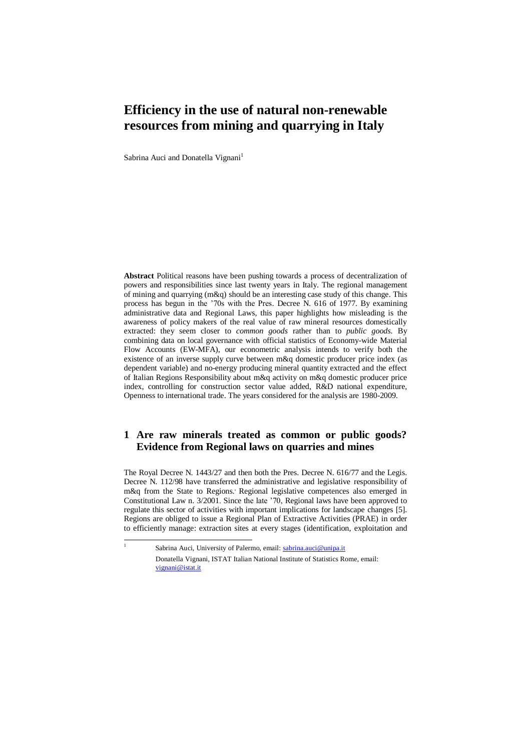# Efficiency in the use of natural non-renewable resources from mining and quarrying in Italy

Sabrina Auci and Donatella Vignani[1]

**Abstract** Political reasons have been pushing towards a process of decentralization of powers and responsibilities since last twenty years in Italy. The regional management of mining and quarrying (m&q) should be an interesting case study of this change. This process has begun in the '70s with the Pres. Decree N. 616 of 1977. By examining administrative data and Regional Laws, this paper highlights how misleading is the awareness of policy makers of the real value of raw mineral resources domestically extracted: they seem closer to *common goods* rather than to *public goods.* By combining data on local governance with official statistics of Economy-wide Material Flow Accounts (EW-MFA), our econometric analysis intends to verify both the existence of an inverse supply curve between m&q domestic producer price index (as dependent variable) and no-energy producing mineral quantity extracted and the effect of Italian Regions Responsibility about m&q activity on m&q domestic producer price index, controlling for construction sector value added, R&D national expenditure, Openness to international trade. The years considered for the analysis are 1980-2009.

## 1 Are raw minerals treated as common or public goods? Evidence from Regional laws on quarries and mines

The Royal Decree N. 1443/27 and then both the Pres. Decree N. 616/77 and the Legis. Decree N. 112/98 have transferred the administrative and legislative responsibility of m&q from the State to Regions. Regional legislative competences also emerged in Constitutional Law n. 3/2001. Since the late '70, Regional laws have been approved to regulate this sector of activities with important implications for landscape changes [5]. Regions are obliged to issue a Regional Plan of Extractive Activities (PRAE) in order to efficiently manage: extraction sites at every stages (identification, exploitation and

[1] Sabrina Auci, University of Palermo, email: sabrina.auci@unipa.it
Donatella Vignani, ISTAT Italian National Institute of Statistics Rome, email: vignani@istat.it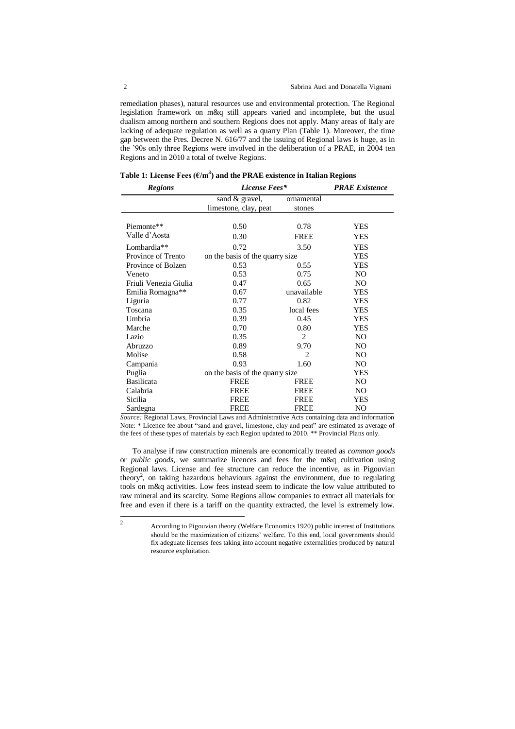remediation phases), natural resources use and environmental protection. The Regional legislation framework on m&q still appears varied and incomplete, but the usual dualism among northern and southern Regions does not apply. Many areas of Italy are lacking of adequate regulation as well as a quarry Plan (Table 1). Moreover, the time gap between the Pres. Decree N. 616/77 and the issuing of Regional laws is huge, as in the '90s only three Regions were involved in the deliberation of a PRAE, in 2004 ten Regions and in 2010 a total of twelve Regions.

**Table 1: License Fees (€/m$^3$) and the PRAE existence in Italian Regions**

| *Regions* | *License Fees** | | *PRAE Existence* |
|---|---|---|---|
| | sand & gravel, limestone, clay, peat | ornamental stones | |
| Piemonte** | 0.50 | 0.78 | YES |
| Valle d'Aosta | 0.30 | FREE | YES |
| Lombardia** | 0.72 | 3.50 | YES |
| Province of Trento | on the basis of the quarry size | | YES |
| Province of Bolzen | 0.53 | 0.55 | YES |
| Veneto | 0.53 | 0.75 | NO |
| Friuli Venezia Giulia | 0.47 | 0.65 | NO |
| Emilia Romagna** | 0.67 | unavailable | YES |
| Liguria | 0.77 | 0.82 | YES |
| Toscana | 0.35 | local fees | YES |
| Umbria | 0.39 | 0.45 | YES |
| Marche | 0.70 | 0.80 | YES |
| Lazio | 0.35 | 2 | NO |
| Abruzzo | 0.89 | 9.70 | NO |
| Molise | 0.58 | 2 | NO |
| Campania | 0.93 | 1.60 | NO |
| Puglia | on the basis of the quarry size | | YES |
| Basilicata | FREE | FREE | NO |
| Calabria | FREE | FREE | NO |
| Sicilia | FREE | FREE | YES |
| Sardegna | FREE | FREE | NO |

*Source:* Regional Laws, Provincial Laws and Administrative Acts containing data and information
Note: * Licence fee about "sand and gravel, limestone, clay and peat" are estimated as average of the fees of these types of materials by each Region updated to 2010. ** Provincial Plans only.

To analyse if raw construction minerals are economically treated as *common goods* or *public goods*, we summarize licences and fees for the m&q cultivation using Regional laws. License and fee structure can reduce the incentive, as in Pigouvian theory[2], on taking hazardous behaviours against the environment, due to regulating tools on m&q activities. Low fees instead seem to indicate the low value attributed to raw mineral and its scarcity. Some Regions allow companies to extract all materials for free and even if there is a tariff on the quantity extracted, the level is extremely low.

[2] According to Pigouvian theory (Welfare Economics 1920) public interest of Institutions should be the maximization of citizens' welfare. To this end, local governments should fix adeguate licenses fees taking into account negative externalities produced by natural resource exploitation.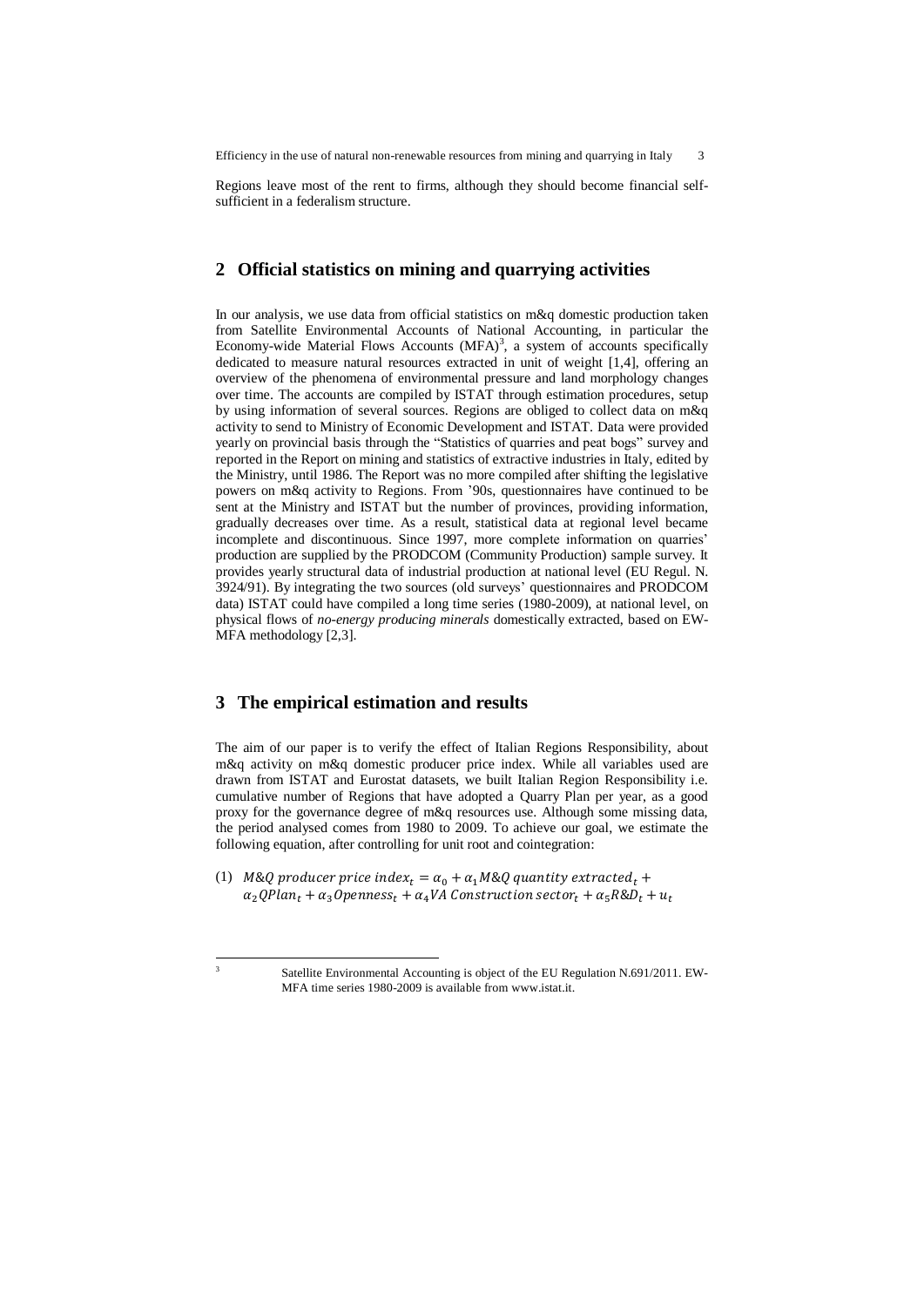Regions leave most of the rent to firms, although they should become financial self-sufficient in a federalism structure.

## 2 Official statistics on mining and quarrying activities

In our analysis, we use data from official statistics on m&q domestic production taken from Satellite Environmental Accounts of National Accounting, in particular the Economy-wide Material Flows Accounts (MFA)[3], a system of accounts specifically dedicated to measure natural resources extracted in unit of weight [1,4], offering an overview of the phenomena of environmental pressure and land morphology changes over time. The accounts are compiled by ISTAT through estimation procedures, setup by using information of several sources. Regions are obliged to collect data on m&q activity to send to Ministry of Economic Development and ISTAT. Data were provided yearly on provincial basis through the "Statistics of quarries and peat bogs" survey and reported in the Report on mining and statistics of extractive industries in Italy, edited by the Ministry, until 1986. The Report was no more compiled after shifting the legislative powers on m&q activity to Regions. From '90s, questionnaires have continued to be sent at the Ministry and ISTAT but the number of provinces, providing information, gradually decreases over time. As a result, statistical data at regional level became incomplete and discontinuous. Since 1997, more complete information on quarries' production are supplied by the PRODCOM (Community Production) sample survey. It provides yearly structural data of industrial production at national level (EU Regul. N. 3924/91). By integrating the two sources (old surveys' questionnaires and PRODCOM data) ISTAT could have compiled a long time series (1980-2009), at national level, on physical flows of *no-energy producing minerals* domestically extracted, based on EW-MFA methodology [2,3].

## 3 The empirical estimation and results

The aim of our paper is to verify the effect of Italian Regions Responsibility, about m&q activity on m&q domestic producer price index. While all variables used are drawn from ISTAT and Eurostat datasets, we built Italian Region Responsibility i.e. cumulative number of Regions that have adopted a Quarry Plan per year, as a good proxy for the governance degree of m&q resources use. Although some missing data, the period analysed comes from 1980 to 2009. To achieve our goal, we estimate the following equation, after controlling for unit root and cointegration:

$$(1)\quad M\&Q\ producer\ price\ index_t = \alpha_0 + \alpha_1 M\&Q\ quantity\ extracted_t + \alpha_2 QPlan_t + \alpha_3 Openness_t + \alpha_4 VA\ Construction\ sector_t + \alpha_5 R\&D_t + u_t$$

[3] Satellite Environmental Accounting is object of the EU Regulation N.691/2011. EW-MFA time series 1980-2009 is available from www.istat.it.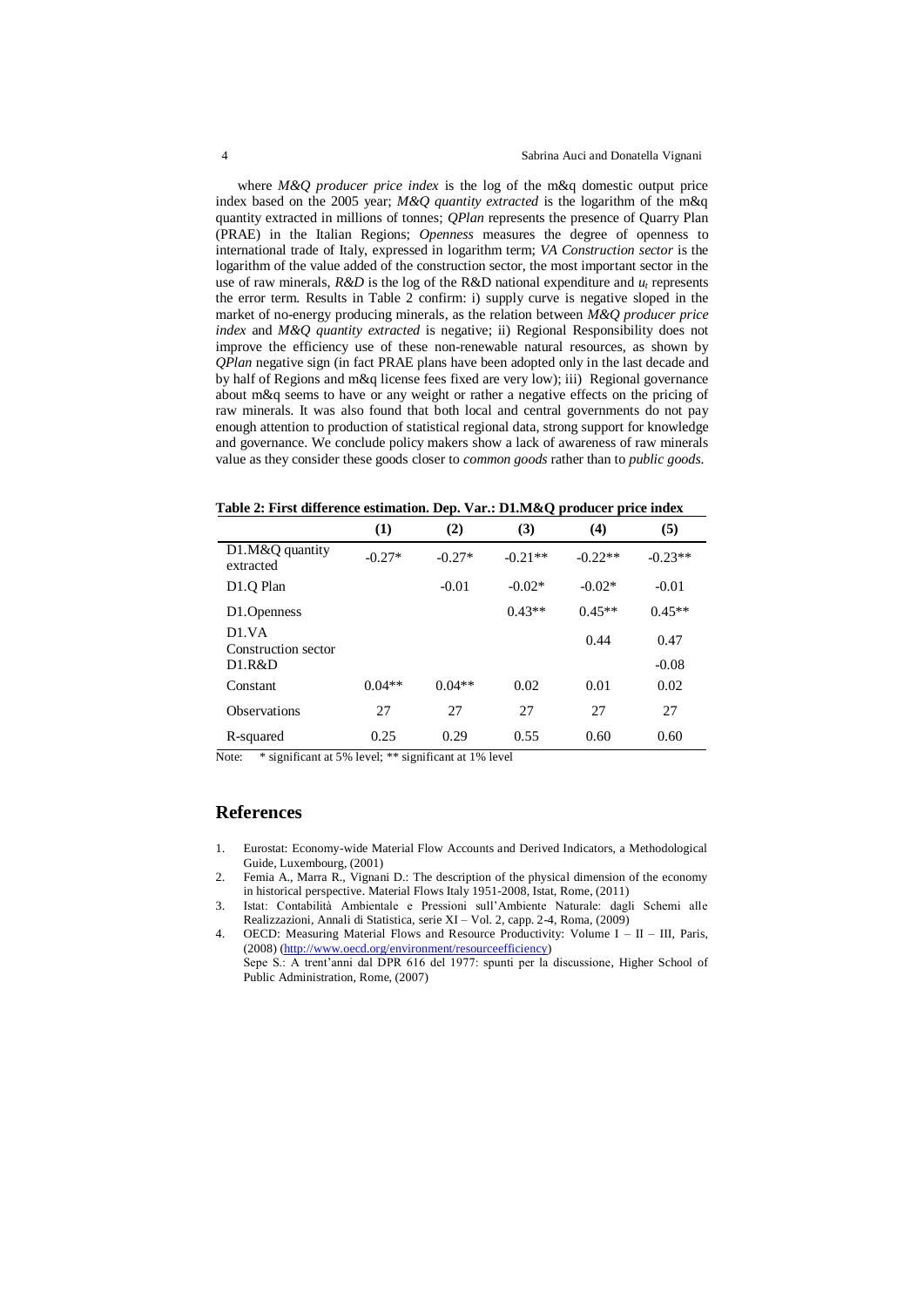where *M&Q producer price index* is the log of the m&q domestic output price index based on the 2005 year; *M&Q quantity extracted* is the logarithm of the m&q quantity extracted in millions of tonnes; *QPlan* represents the presence of Quarry Plan (PRAE) in the Italian Regions; *Openness* measures the degree of openness to international trade of Italy, expressed in logarithm term; *VA Construction sector* is the logarithm of the value added of the construction sector, the most important sector in the use of raw minerals, *R&D* is the log of the R&D national expenditure and $u_t$ represents the error term. Results in Table 2 confirm: i) supply curve is negative sloped in the market of no-energy producing minerals, as the relation between *M&Q producer price index* and *M&Q quantity extracted* is negative; ii) Regional Responsibility does not improve the efficiency use of these non-renewable natural resources, as shown by *QPlan* negative sign (in fact PRAE plans have been adopted only in the last decade and by half of Regions and m&q license fees fixed are very low); iii) Regional governance about m&q seems to have or any weight or rather a negative effects on the pricing of raw minerals. It was also found that both local and central governments do not pay enough attention to production of statistical regional data, strong support for knowledge and governance. We conclude policy makers show a lack of awareness of raw minerals value as they consider these goods closer to *common goods* rather than to *public goods*.

**Table 2: First difference estimation. Dep. Var.: D1.M&Q producer price index**

| | (1) | (2) | (3) | (4) | (5) |
|---|---|---|---|---|---|
| D1.M&Q quantity extracted | -0.27* | -0.27* | -0.21** | -0.22** | -0.23** |
| D1.Q Plan | | -0.01 | -0.02* | -0.02* | -0.01 |
| D1.Openness | | | 0.43** | 0.45** | 0.45** |
| D1.VA Construction sector | | | | 0.44 | 0.47 |
| D1.R&D | | | | | -0.08 |
| Constant | 0.04** | 0.04** | 0.02 | 0.01 | 0.02 |
| Observations | 27 | 27 | 27 | 27 | 27 |
| R-squared | 0.25 | 0.29 | 0.55 | 0.60 | 0.60 |

Note: * significant at 5% level; ** significant at 1% level

## References

1. Eurostat: Economy-wide Material Flow Accounts and Derived Indicators, a Methodological Guide, Luxembourg, (2001)
2. Femia A., Marra R., Vignani D.: The description of the physical dimension of the economy in historical perspective. Material Flows Italy 1951-2008, Istat, Rome, (2011)
3. Istat: Contabilità Ambientale e Pressioni sull'Ambiente Naturale: dagli Schemi alle Realizzazioni, Annali di Statistica, serie XI – Vol. 2, capp. 2-4, Roma, (2009)
4. OECD: Measuring Material Flows and Resource Productivity: Volume I – II – III, Paris, (2008) (http://www.oecd.org/environment/resourceefficiency)
   Sepe S.: A trent'anni dal DPR 616 del 1977: spunti per la discussione, Higher School of Public Administration, Rome, (2007)